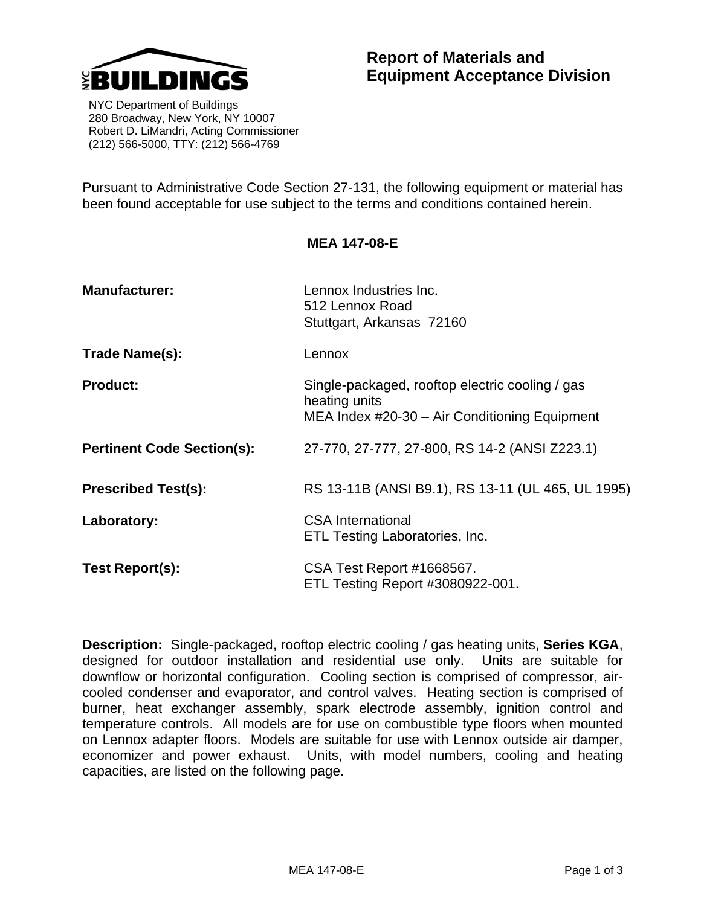NYC BUILDINGS

NYC Department of Buildings
280 Broadway, New York, NY 10007
Robert D. LiMandri, Acting Commissioner
(212) 566-5000, TTY: (212) 566-4769

# Report of Materials and Equipment Acceptance Division

Pursuant to Administrative Code Section 27-131, the following equipment or material has been found acceptable for use subject to the terms and conditions contained herein.

## MEA 147-08-E

**Manufacturer:** Lennox Industries Inc.
512 Lennox Road
Stuttgart, Arkansas 72160

**Trade Name(s):** Lennox

**Product:** Single-packaged, rooftop electric cooling / gas heating units
MEA Index #20-30 – Air Conditioning Equipment

**Pertinent Code Section(s):** 27-770, 27-777, 27-800, RS 14-2 (ANSI Z223.1)

**Prescribed Test(s):** RS 13-11B (ANSI B9.1), RS 13-11 (UL 465, UL 1995)

**Laboratory:** CSA International
ETL Testing Laboratories, Inc.

**Test Report(s):** CSA Test Report #1668567.
ETL Testing Report #3080922-001.

**Description:** Single-packaged, rooftop electric cooling / gas heating units, **Series KGA**, designed for outdoor installation and residential use only. Units are suitable for downflow or horizontal configuration. Cooling section is comprised of compressor, air-cooled condenser and evaporator, and control valves. Heating section is comprised of burner, heat exchanger assembly, spark electrode assembly, ignition control and temperature controls. All models are for use on combustible type floors when mounted on Lennox adapter floors. Models are suitable for use with Lennox outside air damper, economizer and power exhaust. Units, with model numbers, cooling and heating capacities, are listed on the following page.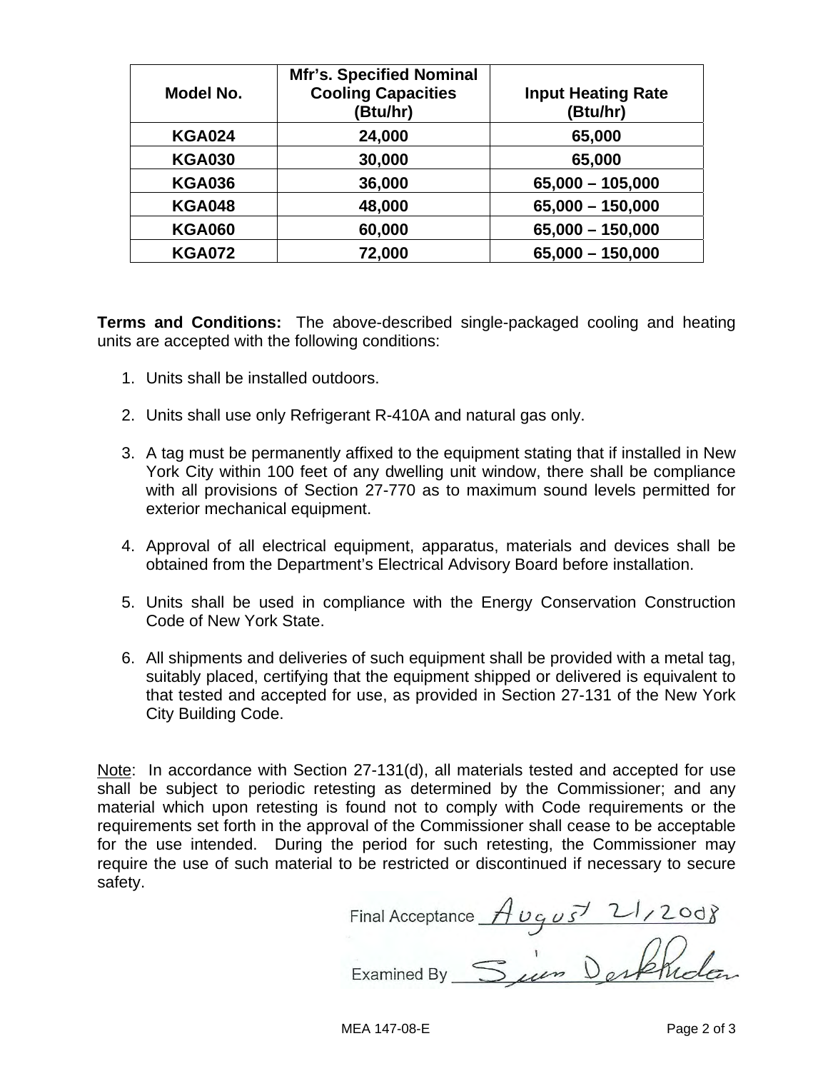| Model No. | Mfr's. Specified Nominal Cooling Capacities (Btu/hr) | Input Heating Rate (Btu/hr) |
|---|---|---|
| KGA024 | 24,000 | 65,000 |
| KGA030 | 30,000 | 65,000 |
| KGA036 | 36,000 | 65,000 – 105,000 |
| KGA048 | 48,000 | 65,000 – 150,000 |
| KGA060 | 60,000 | 65,000 – 150,000 |
| KGA072 | 72,000 | 65,000 – 150,000 |

**Terms and Conditions:** The above-described single-packaged cooling and heating units are accepted with the following conditions:

1. Units shall be installed outdoors.

2. Units shall use only Refrigerant R-410A and natural gas only.

3. A tag must be permanently affixed to the equipment stating that if installed in New York City within 100 feet of any dwelling unit window, there shall be compliance with all provisions of Section 27-770 as to maximum sound levels permitted for exterior mechanical equipment.

4. Approval of all electrical equipment, apparatus, materials and devices shall be obtained from the Department's Electrical Advisory Board before installation.

5. Units shall be used in compliance with the Energy Conservation Construction Code of New York State.

6. All shipments and deliveries of such equipment shall be provided with a metal tag, suitably placed, certifying that the equipment shipped or delivered is equivalent to that tested and accepted for use, as provided in Section 27-131 of the New York City Building Code.

Note: In accordance with Section 27-131(d), all materials tested and accepted for use shall be subject to periodic retesting as determined by the Commissioner; and any material which upon retesting is found not to comply with Code requirements or the requirements set forth in the approval of the Commissioner shall cease to be acceptable for the use intended. During the period for such retesting, the Commissioner may require the use of such material to be restricted or discontinued if necessary to secure safety.

Final Acceptance August 21, 2008

Examined By Sum Deskhodar

MEA 147-08-E